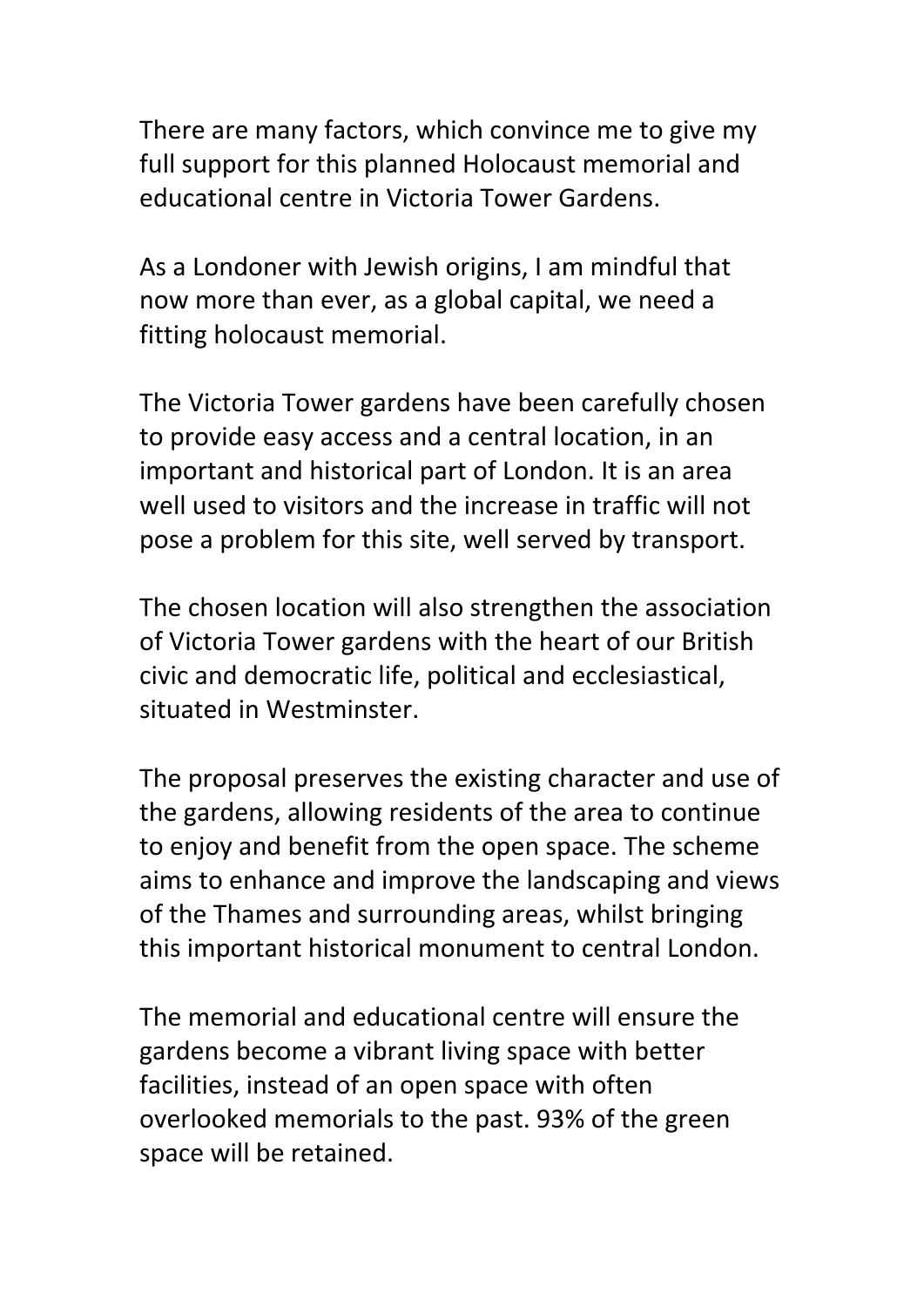There are many factors, which convince me to give my full support for this planned Holocaust memorial and educational centre in Victoria Tower Gardens.

As a Londoner with Jewish origins, I am mindful that now more than ever, as a global capital, we need a fitting holocaust memorial.

The Victoria Tower gardens have been carefully chosen to provide easy access and a central location, in an important and historical part of London. It is an area well used to visitors and the increase in traffic will not pose a problem for this site, well served by transport.

The chosen location will also strengthen the association of Victoria Tower gardens with the heart of our British civic and democratic life, political and ecclesiastical, situated in Westminster.

The proposal preserves the existing character and use of the gardens, allowing residents of the area to continue to enjoy and benefit from the open space. The scheme aims to enhance and improve the landscaping and views of the Thames and surrounding areas, whilst bringing this important historical monument to central London.

The memorial and educational centre will ensure the gardens become a vibrant living space with better facilities, instead of an open space with often overlooked memorials to the past. 93% of the green space will be retained.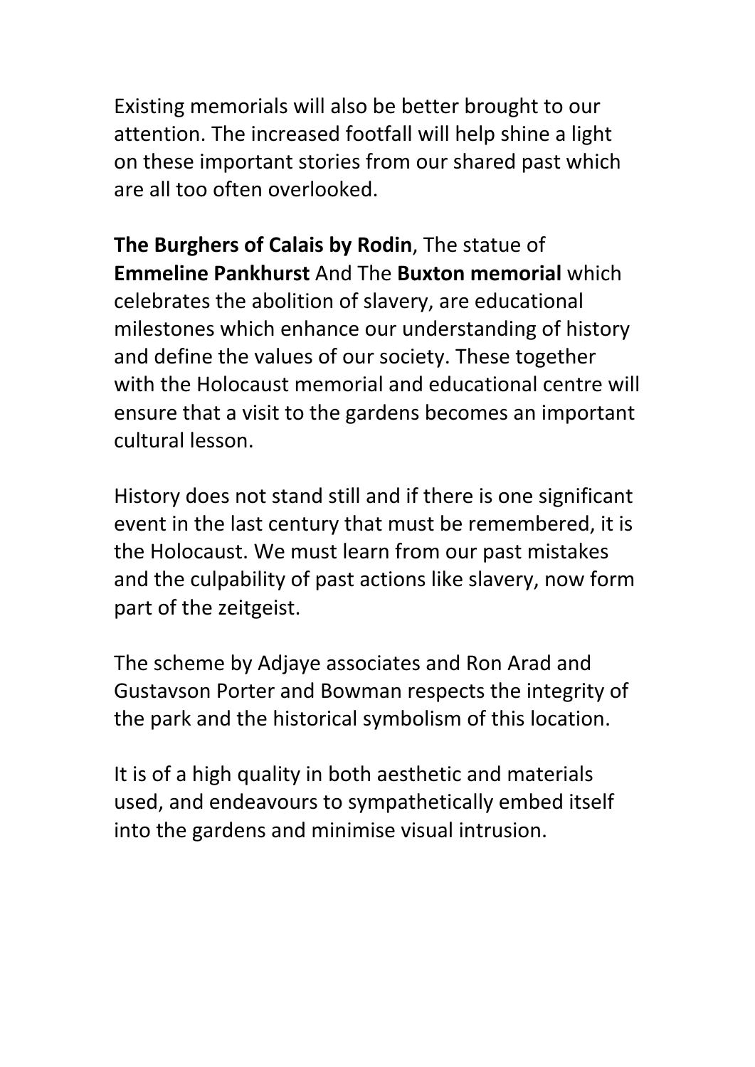Existing memorials will also be better brought to our attention. The increased footfall will help shine a light on these important stories from our shared past which are all too often overlooked.

**The Burghers of Calais by Rodin**, The statue of **Emmeline Pankhurst** And The **Buxton memorial** which celebrates the abolition of slavery, are educational milestones which enhance our understanding of history and define the values of our society. These together with the Holocaust memorial and educational centre will ensure that a visit to the gardens becomes an important cultural lesson.

History does not stand still and if there is one significant event in the last century that must be remembered, it is the Holocaust. We must learn from our past mistakes and the culpability of past actions like slavery, now form part of the zeitgeist.

The scheme by Adjaye associates and Ron Arad and Gustavson Porter and Bowman respects the integrity of the park and the historical symbolism of this location.

It is of a high quality in both aesthetic and materials used, and endeavours to sympathetically embed itself into the gardens and minimise visual intrusion.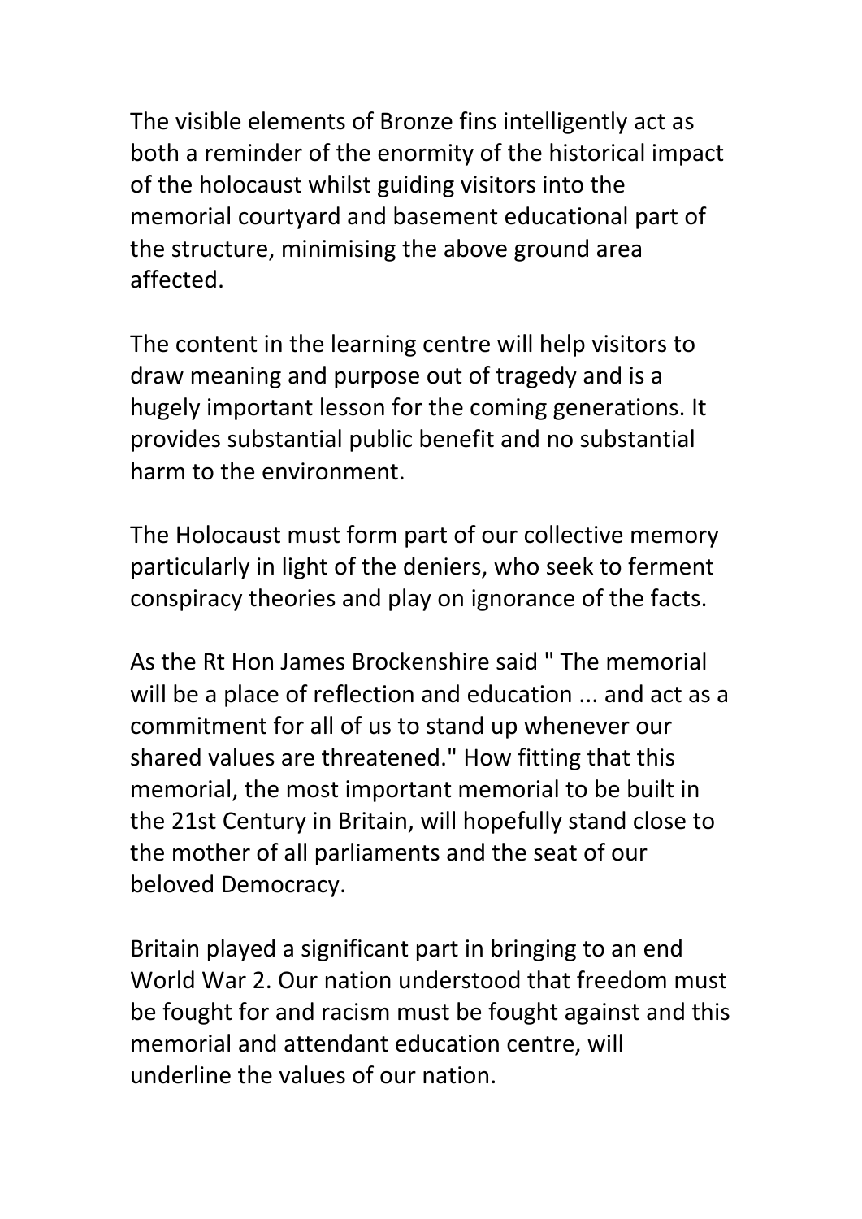The visible elements of Bronze fins intelligently act as both a reminder of the enormity of the historical impact of the holocaust whilst guiding visitors into the memorial courtyard and basement educational part of the structure, minimising the above ground area affected.

The content in the learning centre will help visitors to draw meaning and purpose out of tragedy and is a hugely important lesson for the coming generations. It provides substantial public benefit and no substantial harm to the environment.

The Holocaust must form part of our collective memory particularly in light of the deniers, who seek to ferment conspiracy theories and play on ignorance of the facts.

As the Rt Hon James Brockenshire said " The memorial will be a place of reflection and education ... and act as a commitment for all of us to stand up whenever our shared values are threatened." How fitting that this memorial, the most important memorial to be built in the 21st Century in Britain, will hopefully stand close to the mother of all parliaments and the seat of our beloved Democracy.

Britain played a significant part in bringing to an end World War 2. Our nation understood that freedom must be fought for and racism must be fought against and this memorial and attendant education centre, will underline the values of our nation.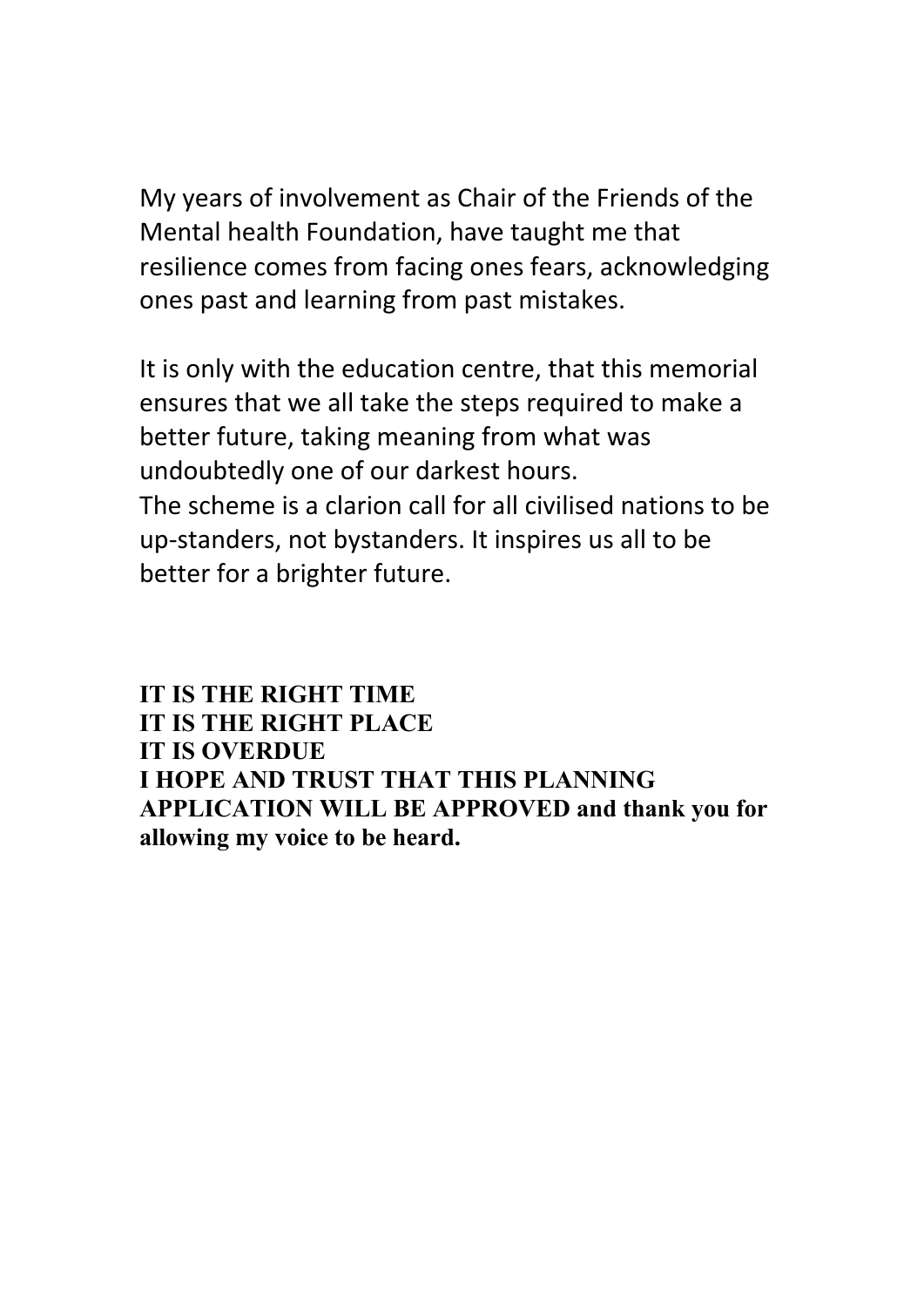My years of involvement as Chair of the Friends of the Mental health Foundation, have taught me that resilience comes from facing ones fears, acknowledging ones past and learning from past mistakes.

It is only with the education centre, that this memorial ensures that we all take the steps required to make a better future, taking meaning from what was undoubtedly one of our darkest hours.
The scheme is a clarion call for all civilised nations to be up-standers, not bystanders. It inspires us all to be better for a brighter future.

**IT IS THE RIGHT TIME**
**IT IS THE RIGHT PLACE**
**IT IS OVERDUE**
**I HOPE AND TRUST THAT THIS PLANNING APPLICATION WILL BE APPROVED and thank you for allowing my voice to be heard.**